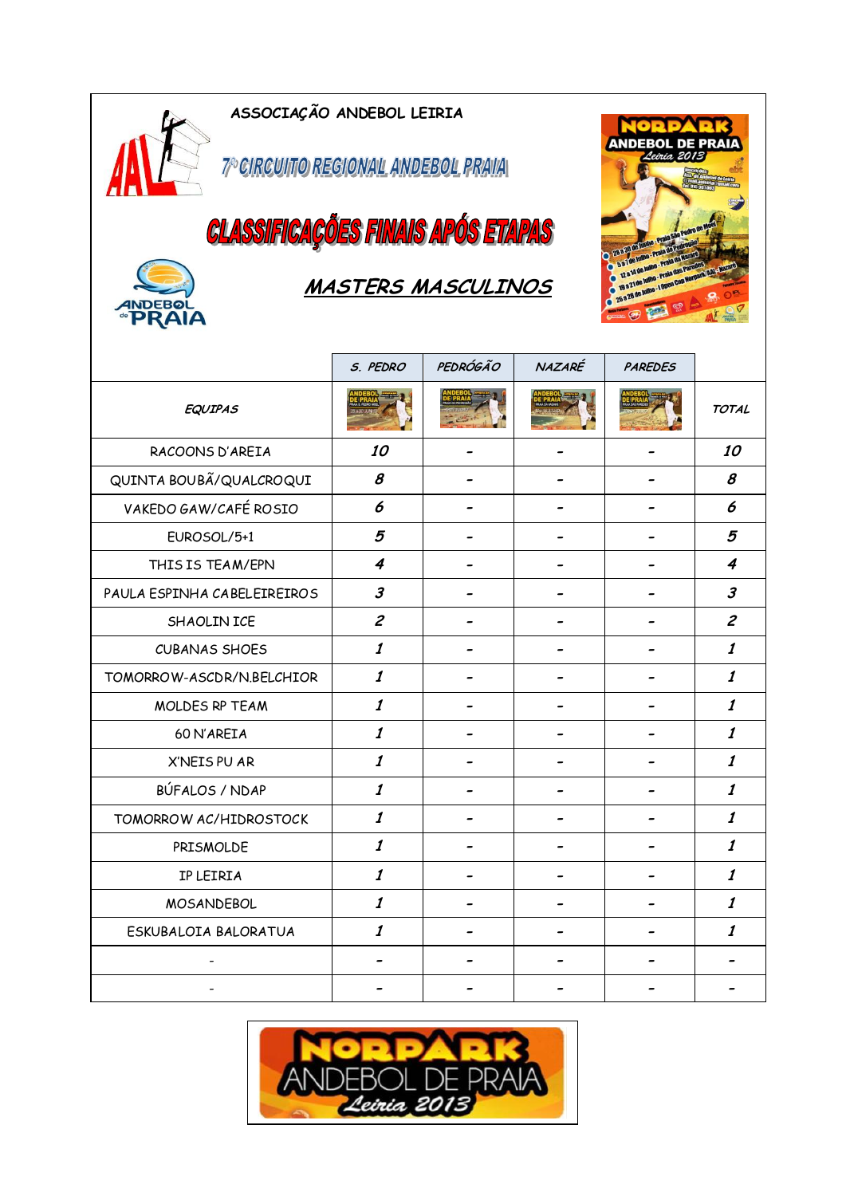# ASSOCIAÇÃO ANDEBOL LEIRIA

## 7º CIRCUITO REGIONAL ANDEBOL PRAIA

## CLASSIFICAÇÕES FINAIS APÓS ETAPAS

### MASTERS MASCULINOS

| EQUIPAS | S. PEDRO | PEDRÓGÃO | NAZARÉ | PAREDES | TOTAL |
|---|---|---|---|---|---|
| RACOONS D'AREIA | 10 | - | - | - | 10 |
| QUINTA BOUBÃ/QUALCROQUI | 8 | - | - | - | 8 |
| VAKEDO GAW/CAFÉ ROSIO | 6 | - | - | - | 6 |
| EUROSOL/5+1 | 5 | - | - | - | 5 |
| THIS IS TEAM/EPN | 4 | - | - | - | 4 |
| PAULA ESPINHA CABELEIREIROS | 3 | - | - | - | 3 |
| SHAOLIN ICE | 2 | - | - | - | 2 |
| CUBANAS SHOES | 1 | - | - | - | 1 |
| TOMORROW-ASCDR/N.BELCHIOR | 1 | - | - | - | 1 |
| MOLDES RP TEAM | 1 | - | - | - | 1 |
| 60 N'AREIA | 1 | - | - | - | 1 |
| X'NEIS PU AR | 1 | - | - | - | 1 |
| BÚFALOS / NDAP | 1 | - | - | - | 1 |
| TOMORROW AC/HIDROSTOCK | 1 | - | - | - | 1 |
| PRISMOLDE | 1 | - | - | - | 1 |
| IP LEIRIA | 1 | - | - | - | 1 |
| MOSANDEBOL | 1 | - | - | - | 1 |
| ESKUBALOIA BALORATUA | 1 | - | - | - | 1 |
| - | - | - | - | - | - |
| - | - | - | - | - | - |

NORPARK ANDEBOL DE PRAIA Leiria 2013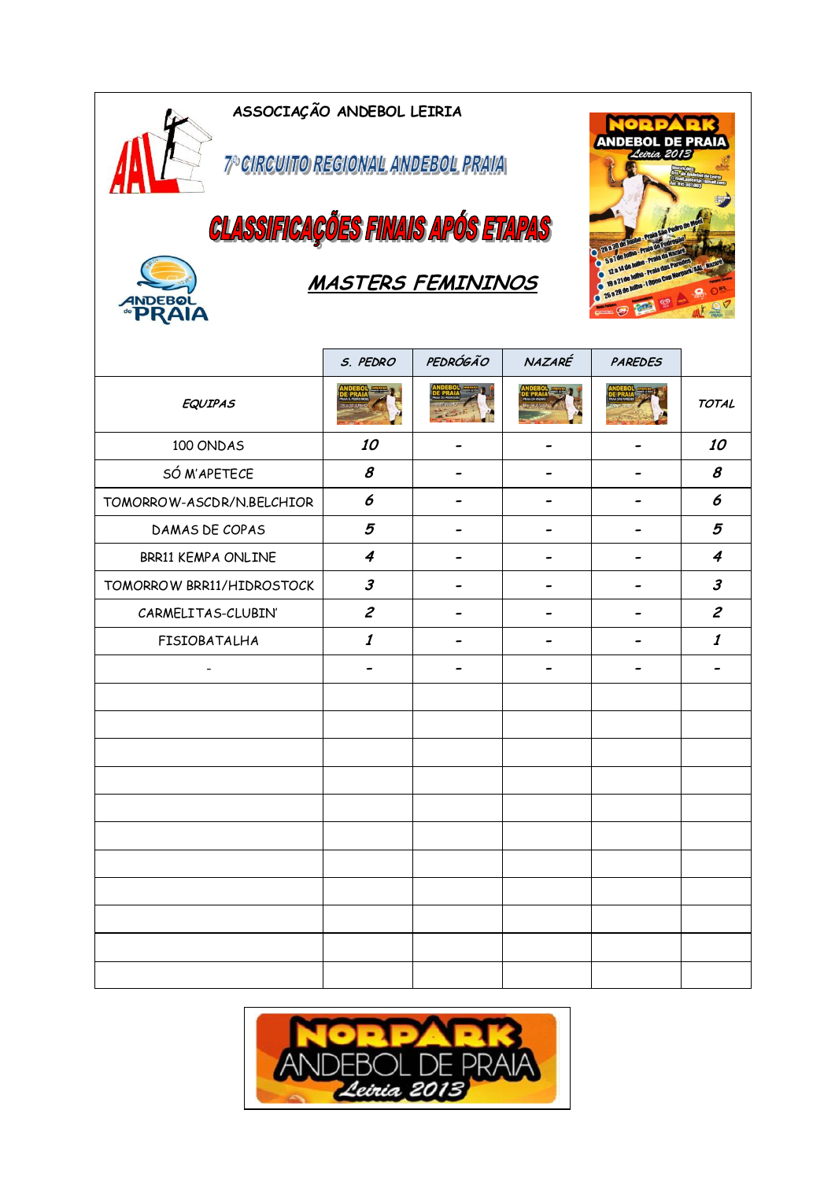ASSOCIAÇÃO ANDEBOL LEIRIA

7º CIRCUITO REGIONAL ANDEBOL PRAIA

# CLASSIFICAÇÕES FINAIS APÓS ETAPAS

## MASTERS FEMININOS

| EQUIPAS | S. PEDRO | PEDRÓGÃO | NAZARÉ | PAREDES | TOTAL |
|---|---|---|---|---|---|
| 100 ONDAS | 10 | - | - | - | 10 |
| SÓ M'APETECE | 8 | - | - | - | 8 |
| TOMORROW-ASCDR/N.BELCHIOR | 6 | - | - | - | 6 |
| DAMAS DE COPAS | 5 | - | - | - | 5 |
| BRR11 KEMPA ONLINE | 4 | - | - | - | 4 |
| TOMORROW BRR11/HIDROSTOCK | 3 | - | - | - | 3 |
| CARMELITAS-CLUBIN' | 2 | - | - | - | 2 |
| FISIOBATALHA | 1 | - | - | - | 1 |
| - | - | - | - | - | - |
| | | | | | |
| | | | | | |
| | | | | | |
| | | | | | |
| | | | | | |
| | | | | | |
| | | | | | |
| | | | | | |
| | | | | | |
| | | | | | |
| | | | | | |

NORPARK ANDEBOL DE PRAIA Leiria 2013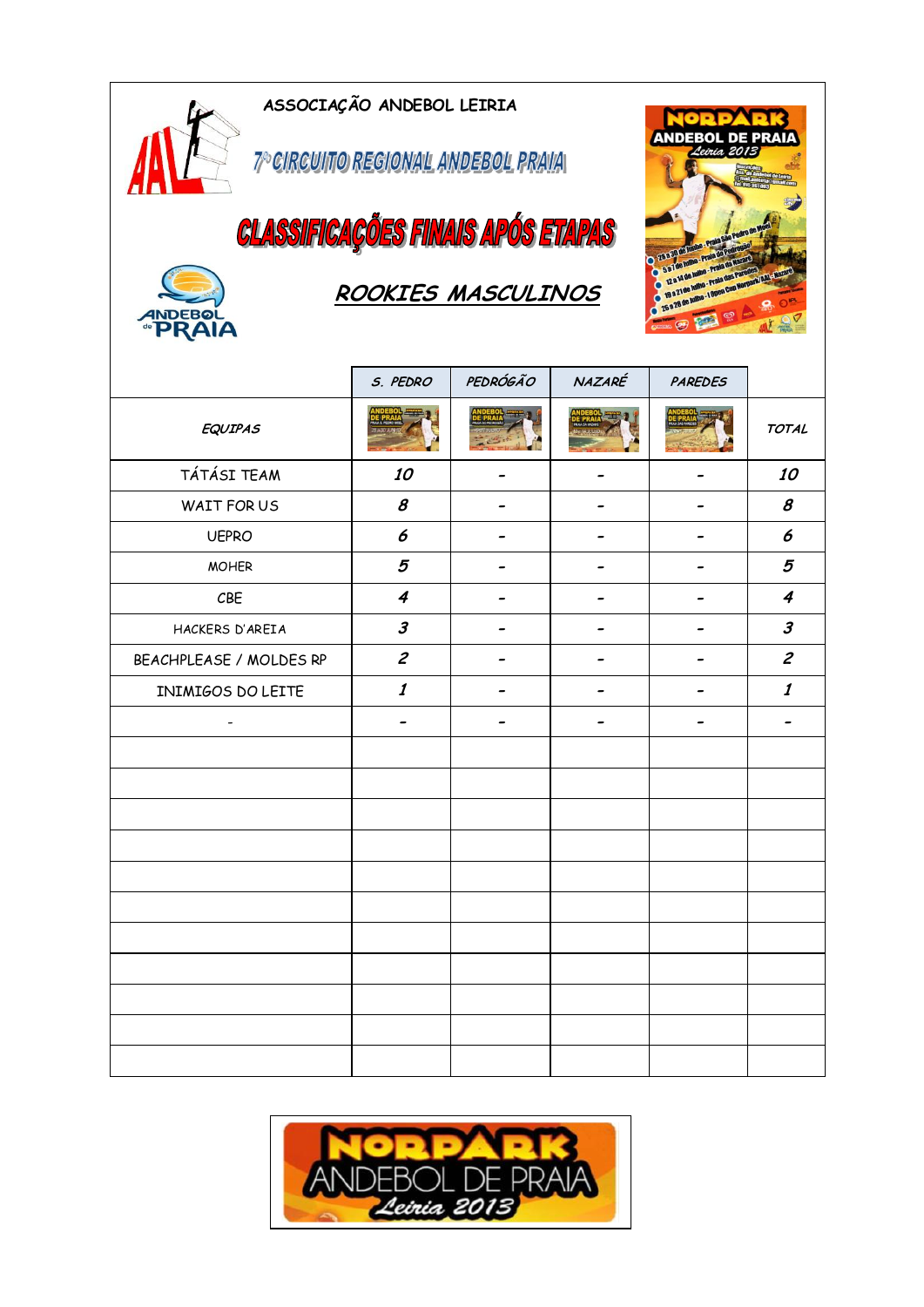ASSOCIAÇÃO ANDEBOL LEIRIA

7º CIRCUITO REGIONAL ANDEBOL PRAIA

# CLASSIFICAÇÕES FINAIS APÓS ETAPAS

## *ROOKIES MASCULINOS*

| EQUIPAS | S. PEDRO | PEDRÓGÃO | NAZARÉ | PAREDES | TOTAL |
|---|---|---|---|---|---|
| TÁTÁSI TEAM | 10 | - | - | - | 10 |
| WAIT FOR US | 8 | - | - | - | 8 |
| UEPRO | 6 | - | - | - | 6 |
| MOHER | 5 | - | - | - | 5 |
| CBE | 4 | - | - | - | 4 |
| HACKERS D'AREIA | 3 | - | - | - | 3 |
| BEACHPLEASE / MOLDES RP | 2 | - | - | - | 2 |
| INIMIGOS DO LEITE | 1 | - | - | - | 1 |
| - | - | - | - | - | - |
| | | | | | |
| | | | | | |
| | | | | | |
| | | | | | |
| | | | | | |
| | | | | | |
| | | | | | |
| | | | | | |
| | | | | | |
| | | | | | |
| | | | | | |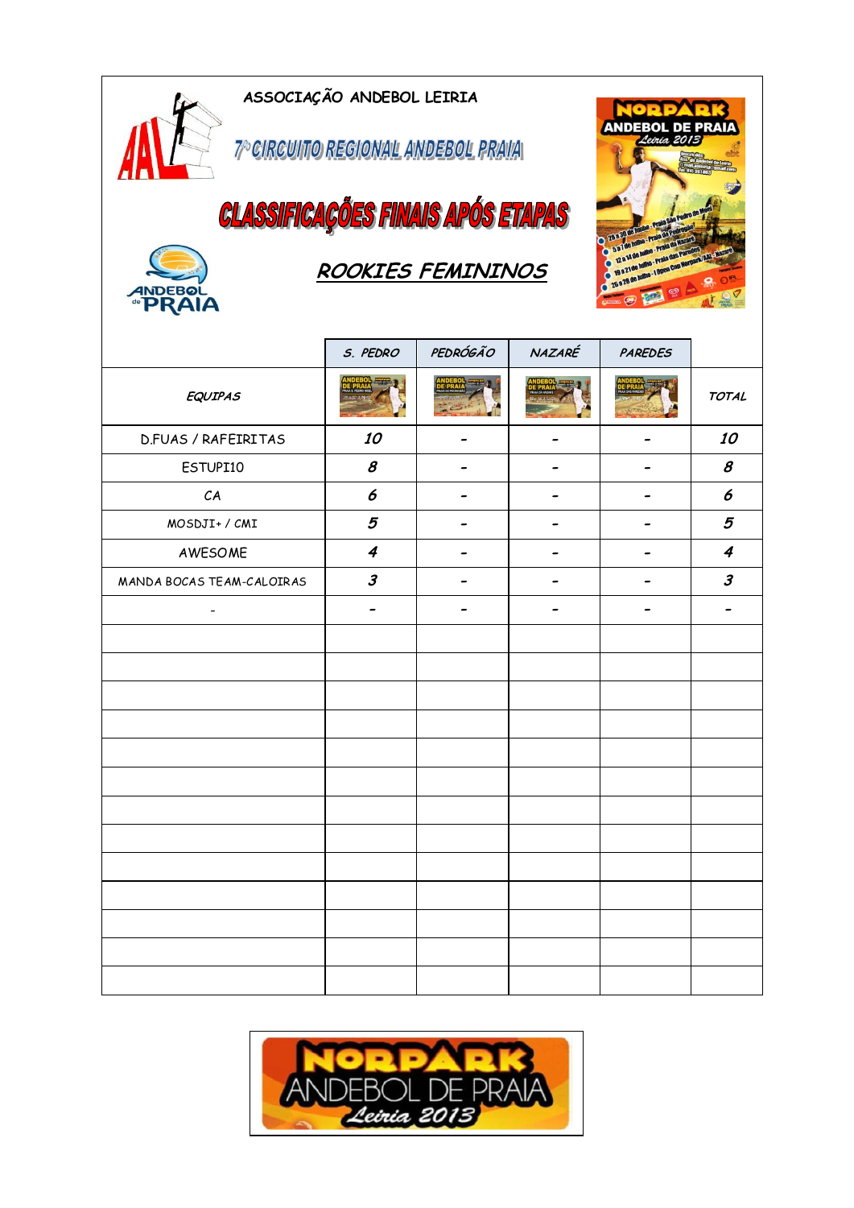ASSOCIAÇÃO ANDEBOL LEIRIA

7º CIRCUITO REGIONAL ANDEBOL PRAIA

# CLASSIFICAÇÕES FINAIS APÓS ETAPAS

## *ROOKIES FEMININOS*

| EQUIPAS | S. PEDRO | PEDRÓGÃO | NAZARÉ | PAREDES | TOTAL |
|---|---|---|---|---|---|
| D.FUAS / RAFEIRITAS | 10 | - | - | - | 10 |
| ESTUPI10 | 8 | - | - | - | 8 |
| CA | 6 | - | - | - | 6 |
| MOSDJI+ / CMI | 5 | - | - | - | 5 |
| AWESOME | 4 | - | - | - | 4 |
| MANDA BOCAS TEAM-CALOIRAS | 3 | - | - | - | 3 |
| - | - | - | - | - | - |
| | | | | | |
| | | | | | |
| | | | | | |
| | | | | | |
| | | | | | |
| | | | | | |
| | | | | | |
| | | | | | |
| | | | | | |
| | | | | | |
| | | | | | |
| | | | | | |
| | | | | | |

NORPARK ANDEBOL DE PRAIA Leiria 2013